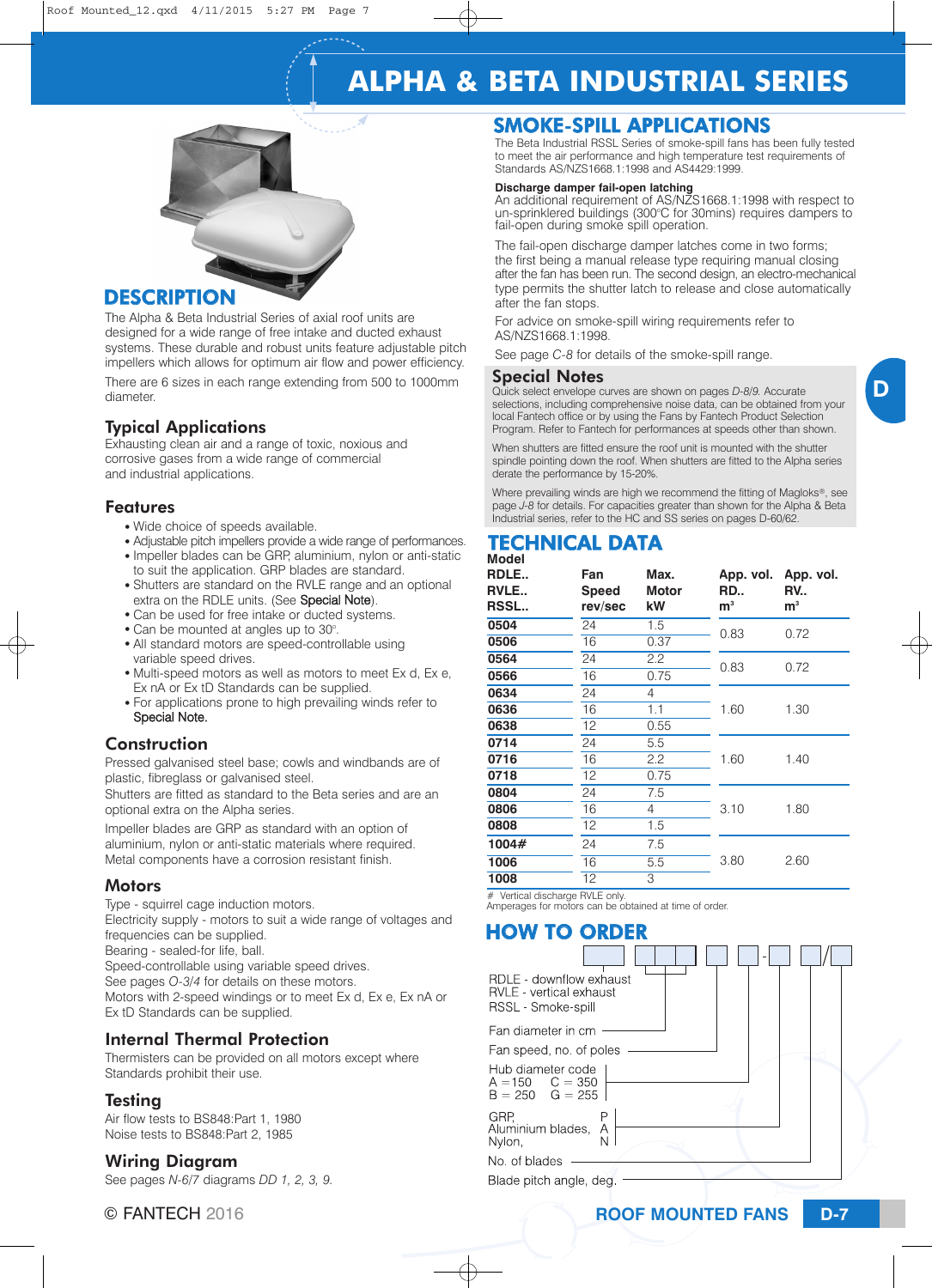# ALPHA & BETA INDUSTRIAL SERIES

## DESCRIPTION

The Alpha & Beta Industrial Series of axial roof units are designed for a wide range of free intake and ducted exhaust systems. These durable and robust units feature adjustable pitch impellers which allows for optimum air flow and power efficiency.

There are 6 sizes in each range extending from 500 to 1000mm diameter.

### Typical Applications

Exhausting clean air and a range of toxic, noxious and corrosive gases from a wide range of commercial and industrial applications.

### Features

- Wide choice of speeds available.
- Adjustable pitch impellers provide a wide range of performances.
- Impeller blades can be GRP, aluminium, nylon or anti-static to suit the application. GRP blades are standard.
- Shutters are standard on the RVLE range and an optional extra on the RDLE units. (See Special Note).
- Can be used for free intake or ducted systems.
- Can be mounted at angles up to 30°.
- All standard motors are speed-controllable using variable speed drives.
- Multi-speed motors as well as motors to meet Ex d, Ex e, Ex nA or Ex tD Standards can be supplied.
- For applications prone to high prevailing winds refer to Special Note.

### Construction

Pressed galvanised steel base; cowls and windbands are of plastic, fibreglass or galvanised steel.
Shutters are fitted as standard to the Beta series and are an optional extra on the Alpha series.

Impeller blades are GRP as standard with an option of aluminium, nylon or anti-static materials where required.
Metal components have a corrosion resistant finish.

### Motors

Type - squirrel cage induction motors.
Electricity supply - motors to suit a wide range of voltages and frequencies can be supplied.
Bearing - sealed-for life, ball.
Speed-controllable using variable speed drives.
See pages *O-3/4* for details on these motors.
Motors with 2-speed windings or to meet Ex d, Ex e, Ex nA or Ex tD Standards can be supplied.

### Internal Thermal Protection

Thermisters can be provided on all motors except where Standards prohibit their use.

### Testing

Air flow tests to BS848:Part 1, 1980
Noise tests to BS848:Part 2, 1985

### Wiring Diagram

See pages *N-6/7* diagrams *DD 1, 2, 3, 9.*

## SMOKE-SPILL APPLICATIONS

The Beta Industrial RSSL Series of smoke-spill fans has been fully tested to meet the air performance and high temperature test requirements of Standards AS/NZS1668.1:1998 and AS4429:1999.

**Discharge damper fail-open latching**
An additional requirement of AS/NZS1668.1:1998 with respect to un-sprinklered buildings (300°C for 30mins) requires dampers to fail-open during smoke spill operation.

The fail-open discharge damper latches come in two forms; the first being a manual release type requiring manual closing after the fan has been run. The second design, an electro-mechanical type permits the shutter latch to release and close automatically after the fan stops.

For advice on smoke-spill wiring requirements refer to AS/NZS1668.1:1998.

See page *C-8* for details of the smoke-spill range.

### Special Notes

Quick select envelope curves are shown on pages *D-8/9.* Accurate selections, including comprehensive noise data, can be obtained from your local Fantech office or by using the Fans by Fantech Product Selection Program. Refer to Fantech for performances at speeds other than shown.

When shutters are fitted ensure the roof unit is mounted with the shutter spindle pointing down the roof. When shutters are fitted to the Alpha series derate the performance by 15-20%.

Where prevailing winds are high we recommend the fitting of Magloks®, see page *J-8* for details. For capacities greater than shown for the Alpha & Beta Industrial series, refer to the HC and SS series on pages D-60/62.

## TECHNICAL DATA

| Model RDLE.. RVLE.. RSSL.. | Fan Speed rev/sec | Max. Motor kW | App. vol. RD.. $m^3$ | App. vol. RV.. $m^3$ |
|---|---|---|---|---|
| **0504** | 24 | 1.5 | 0.83 | 0.72 |
| **0506** | 16 | 0.37 | | |
| **0564** | 24 | 2.2 | 0.83 | 0.72 |
| **0566** | 16 | 0.75 | | |
| **0634** | 24 | 4 | 1.60 | 1.30 |
| **0636** | 16 | 1.1 | | |
| **0638** | 12 | 0.55 | | |
| **0714** | 24 | 5.5 | 1.60 | 1.40 |
| **0716** | 16 | 2.2 | | |
| **0718** | 12 | 0.75 | | |
| **0804** | 24 | 7.5 | 3.10 | 1.80 |
| **0806** | 16 | 4 | | |
| **0808** | 12 | 1.5 | | |
| **1004#** | 24 | 7.5 | 3.80 | 2.60 |
| **1006** | 16 | 5.5 | | |
| **1008** | 12 | 3 | | |

\# Vertical discharge RVLE only.
Amperages for motors can be obtained at time of order.

## HOW TO ORDER

[ ] [ ][ ][ ] [ ] [ ] - [ ] [ ] / [ ]

- RDLE - downflow exhaust
  RVLE - vertical exhaust
  RSSL - Smoke-spill
- Fan diameter in cm
- Fan speed, no. of poles
- Hub diameter code
  A = 150 C = 350
  B = 250 G = 255
- GRP, P
  Aluminium blades, A
  Nylon, N
- No. of blades
- Blade pitch angle, deg.

© FANTECH 2016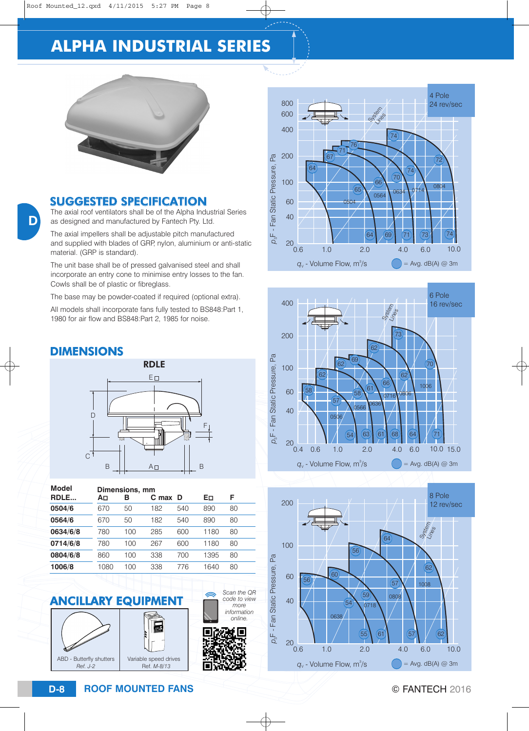# ALPHA INDUSTRIAL SERIES

## SUGGESTED SPECIFICATION

The axial roof ventilators shall be of the Alpha Industrial Series as designed and manufactured by Fantech Pty. Ltd.

The axial impellers shall be adjustable pitch manufactured and supplied with blades of GRP, nylon, aluminium or anti-static material. (GRP is standard).

The unit base shall be of pressed galvanised steel and shall incorporate an entry cone to minimise entry losses to the fan. Cowls shall be of plastic or fibreglass.

The base may be powder-coated if required (optional extra).

All models shall incorporate fans fully tested to BS848:Part 1, 1980 for air flow and BS848:Part 2, 1985 for noise.

## DIMENSIONS

**RDLE**

| Model RDLE... | A□ | B | C max | D | E□ | F |
|---|---|---|---|---|---|---|
| **0504/6** | 670 | 50 | 182 | 540 | 890 | 80 |
| **0564/6** | 670 | 50 | 182 | 540 | 890 | 80 |
| **0634/6/8** | 780 | 100 | 285 | 600 | 1180 | 80 |
| **0714/6/8** | 780 | 100 | 267 | 600 | 1180 | 80 |
| **0804/6/8** | 860 | 100 | 338 | 700 | 1395 | 80 |
| **1006/8** | 1080 | 100 | 338 | 776 | 1640 | 80 |

Dimensions, mm

## ANCILLARY EQUIPMENT

ABD - Butterfly shutters
*Ref. J-2*

Variable speed drives
Ref. M-8/13

*Scan the QR code to view more information online.*

4 Pole
24 rev/sec

6 Pole
16 rev/sec

8 Pole
12 rev/sec

$p_s F$ - Fan Static Pressure, Pa

$q_v$ - Volume Flow, $m^3/s$

= Avg. dB(A) @ 3m

ROOF MOUNTED FANS

© FANTECH 2016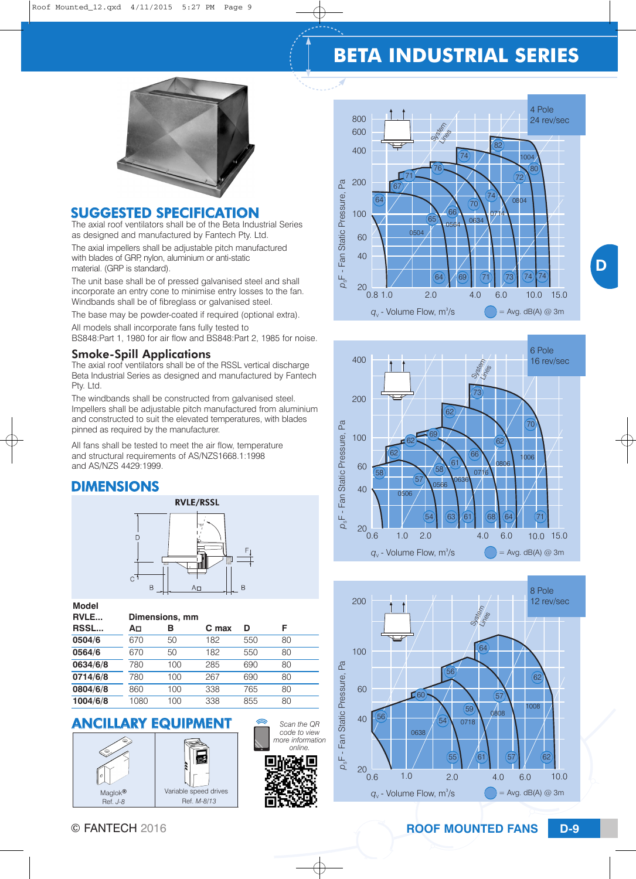# BETA INDUSTRIAL SERIES

## SUGGESTED SPECIFICATION

The axial roof ventilators shall be of the Beta Industrial Series as designed and manufactured by Fantech Pty. Ltd.

The axial impellers shall be adjustable pitch manufactured with blades of GRP, nylon, aluminium or anti-static material. (GRP is standard).

The unit base shall be of pressed galvanised steel and shall incorporate an entry cone to minimise entry losses to the fan. Windbands shall be of fibreglass or galvanised steel.

The base may be powder-coated if required (optional extra).

All models shall incorporate fans fully tested to BS848:Part 1, 1980 for air flow and BS848:Part 2, 1985 for noise.

### Smoke-Spill Applications

The axial roof ventilators shall be of the RSSL vertical discharge Beta Industrial Series as designed and manufactured by Fantech Pty. Ltd.

The windbands shall be constructed from galvanised steel. Impellers shall be adjustable pitch manufactured from aluminium and constructed to suit the elevated temperatures, with blades pinned as required by the manufacturer.

All fans shall be tested to meet the air flow, temperature and structural requirements of AS/NZS1668.1:1998 and AS/NZS 4429:1999.

## DIMENSIONS

RVLE/RSSL

| Model RVLE... RSSL... | A□ (mm) | B (mm) | C max (mm) | D (mm) | F (mm) |
|---|---|---|---|---|---|
| 0504/6 | 670 | 50 | 182 | 550 | 80 |
| 0564/6 | 670 | 50 | 182 | 550 | 80 |
| 0634/6/8 | 780 | 100 | 285 | 690 | 80 |
| 0714/6/8 | 780 | 100 | 267 | 690 | 80 |
| 0804/6/8 | 860 | 100 | 338 | 765 | 80 |
| 1004/6/8 | 1080 | 100 | 338 | 855 | 80 |

## ANCILLARY EQUIPMENT

Maglok® Ref. J-8

Variable speed drives Ref. M-8/13

*Scan the QR code to view more information online.*

4 Pole 24 rev/sec

$p_sF$ - Fan Static Pressure, Pa

$q_v$ - Volume Flow, m³/s

= Avg. dB(A) @ 3m

6 Pole 16 rev/sec

$p_sF$ - Fan Static Pressure, Pa

$q_v$ - Volume Flow, m³/s

= Avg. dB(A) @ 3m

8 Pole 12 rev/sec

$p_sF$ - Fan Static Pressure, Pa

$q_v$ - Volume Flow, m³/s

= Avg. dB(A) @ 3m

© FANTECH 2016

ROOF MOUNTED FANS